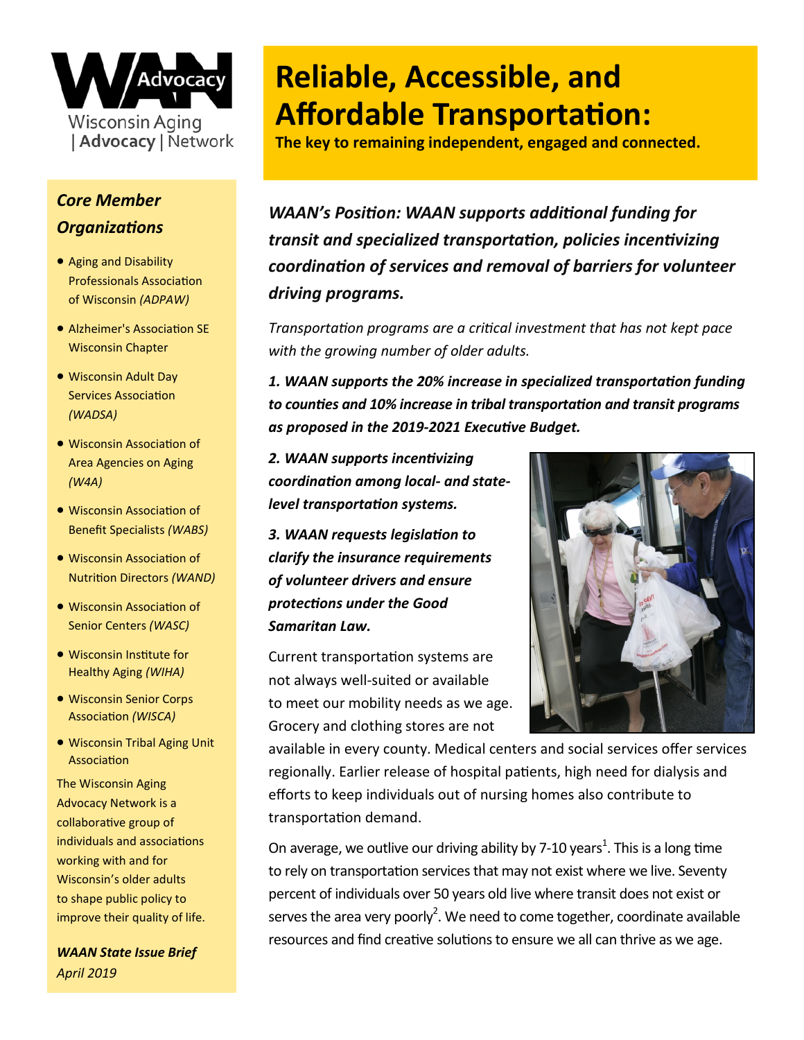# Reliable, Accessible, and Affordable Transportation:

**The key to remaining independent, engaged and connected.**

***WAAN's Position: WAAN supports additional funding for transit and specialized transportation, policies incentivizing coordination of services and removal of barriers for volunteer driving programs.***

*Transportation programs are a critical investment that has not kept pace with the growing number of older adults.*

***1. WAAN supports the 20% increase in specialized transportation funding to counties and 10% increase in tribal transportation and transit programs as proposed in the 2019-2021 Executive Budget.***

***2. WAAN supports incentivizing coordination among local- and state-level transportation systems.***

***3. WAAN requests legislation to clarify the insurance requirements of volunteer drivers and ensure protections under the Good Samaritan Law.***

Current transportation systems are not always well-suited or available to meet our mobility needs as we age. Grocery and clothing stores are not available in every county. Medical centers and social services offer services regionally. Earlier release of hospital patients, high need for dialysis and efforts to keep individuals out of nursing homes also contribute to transportation demand.

On average, we outlive our driving ability by 7-10 years[1]. This is a long time to rely on transportation services that may not exist where we live. Seventy percent of individuals over 50 years old live where transit does not exist or serves the area very poorly[2]. We need to come together, coordinate available resources and find creative solutions to ensure we all can thrive as we age.

## *Core Member Organizations*

- Aging and Disability Professionals Association of Wisconsin *(ADPAW)*
- Alzheimer's Association SE Wisconsin Chapter
- Wisconsin Adult Day Services Association *(WADSA)*
- Wisconsin Association of Area Agencies on Aging *(W4A)*
- Wisconsin Association of Benefit Specialists *(WABS)*
- Wisconsin Association of Nutrition Directors *(WAND)*
- Wisconsin Association of Senior Centers *(WASC)*
- Wisconsin Institute for Healthy Aging *(WIHA)*
- Wisconsin Senior Corps Association *(WISCA)*
- Wisconsin Tribal Aging Unit Association

The Wisconsin Aging Advocacy Network is a collaborative group of individuals and associations working with and for Wisconsin's older adults to shape public policy to improve their quality of life.

***WAAN State Issue Brief***
*April 2019*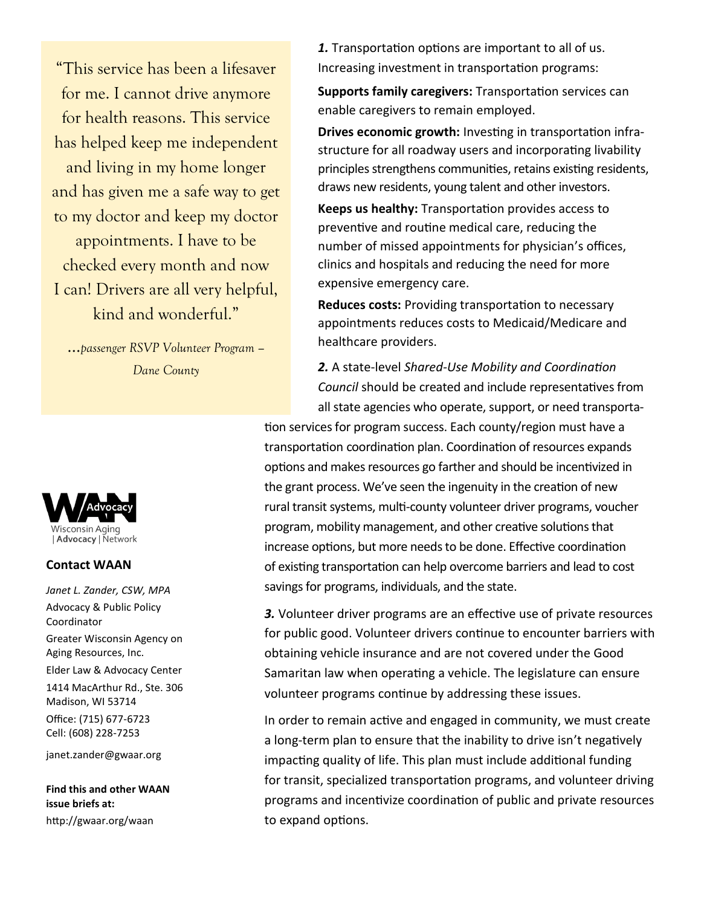"This service has been a lifesaver for me. I cannot drive anymore for health reasons. This service has helped keep me independent and living in my home longer and has given me a safe way to get to my doctor and keep my doctor appointments. I have to be checked every month and now I can! Drivers are all very helpful, kind and wonderful."

*...passenger RSVP Volunteer Program – Dane County*

***1.*** Transportation options are important to all of us. Increasing investment in transportation programs:

**Supports family caregivers:** Transportation services can enable caregivers to remain employed.

**Drives economic growth:** Investing in transportation infrastructure for all roadway users and incorporating livability principles strengthens communities, retains existing residents, draws new residents, young talent and other investors.

**Keeps us healthy:** Transportation provides access to preventive and routine medical care, reducing the number of missed appointments for physician's offices, clinics and hospitals and reducing the need for more expensive emergency care.

**Reduces costs:** Providing transportation to necessary appointments reduces costs to Medicaid/Medicare and healthcare providers.

***2.*** A state-level *Shared-Use Mobility and Coordination Council* should be created and include representatives from all state agencies who operate, support, or need transportation services for program success. Each county/region must have a transportation coordination plan. Coordination of resources expands options and makes resources go farther and should be incentivized in the grant process. We've seen the ingenuity in the creation of new rural transit systems, multi-county volunteer driver programs, voucher program, mobility management, and other creative solutions that increase options, but more needs to be done. Effective coordination of existing transportation can help overcome barriers and lead to cost savings for programs, individuals, and the state.

***3.*** Volunteer driver programs are an effective use of private resources for public good. Volunteer drivers continue to encounter barriers with obtaining vehicle insurance and are not covered under the Good Samaritan law when operating a vehicle. The legislature can ensure volunteer programs continue by addressing these issues.

In order to remain active and engaged in community, we must create a long-term plan to ensure that the inability to drive isn't negatively impacting quality of life. This plan must include additional funding for transit, specialized transportation programs, and volunteer driving programs and incentivize coordination of public and private resources to expand options.

WAAN Advocacy
Wisconsin Aging | Advocacy | Network

**Contact WAAN**

*Janet L. Zander, CSW, MPA*
Advocacy & Public Policy Coordinator
Greater Wisconsin Agency on Aging Resources, Inc.
Elder Law & Advocacy Center
1414 MacArthur Rd., Ste. 306
Madison, WI 53714
Office: (715) 677-6723
Cell: (608) 228-7253
janet.zander@gwaar.org

**Find this and other WAAN issue briefs at:**
http://gwaar.org/waan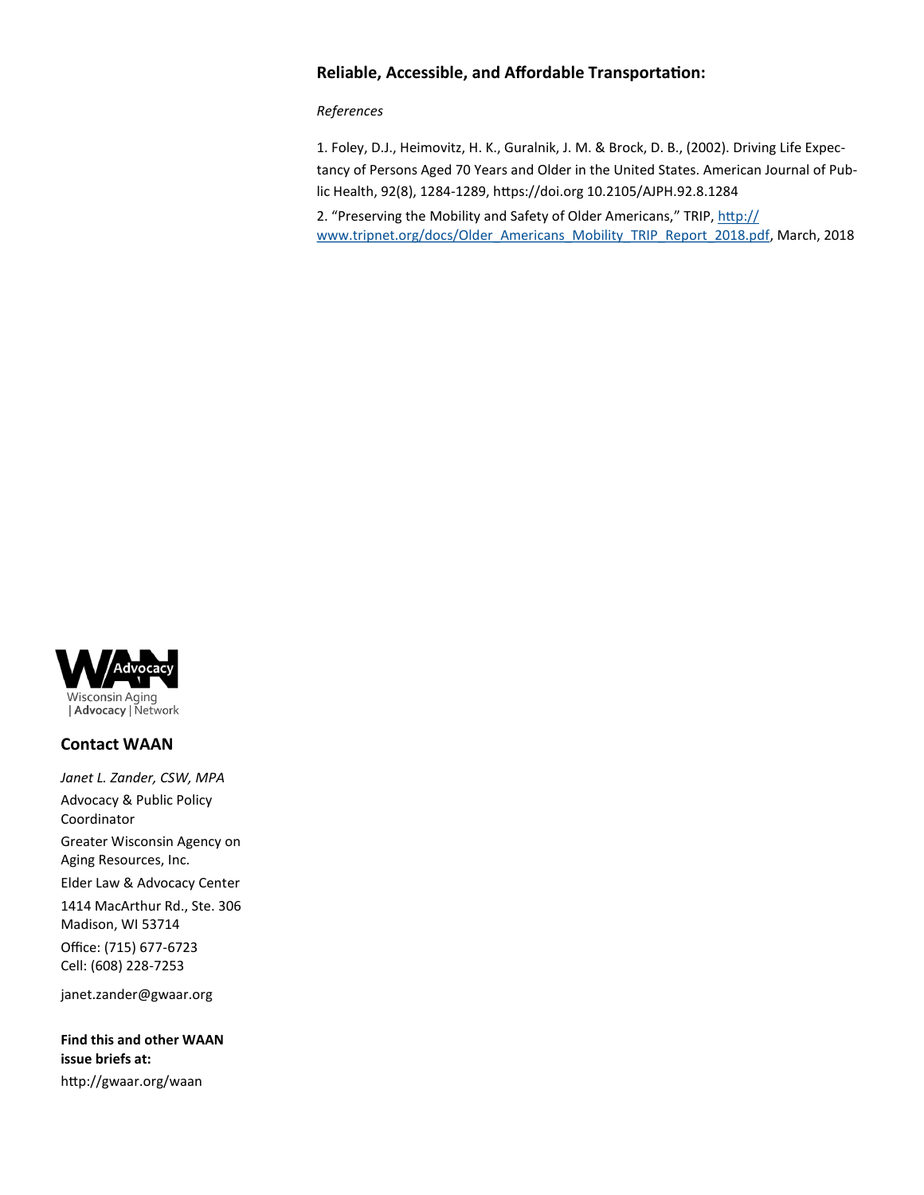## Reliable, Accessible, and Affordable Transportation:

*References*

1. Foley, D.J., Heimovitz, H. K., Guralnik, J. M. & Brock, D. B., (2002). Driving Life Expectancy of Persons Aged 70 Years and Older in the United States. American Journal of Public Health, 92(8), 1284-1289, https://doi.org 10.2105/AJPH.92.8.1284

2. "Preserving the Mobility and Safety of Older Americans," TRIP, http://www.tripnet.org/docs/Older_Americans_Mobility_TRIP_Report_2018.pdf, March, 2018

WAN Advocacy
Wisconsin Aging | Advocacy | Network

### Contact WAAN

*Janet L. Zander, CSW, MPA*

Advocacy & Public Policy Coordinator

Greater Wisconsin Agency on Aging Resources, Inc.

Elder Law & Advocacy Center

1414 MacArthur Rd., Ste. 306
Madison, WI 53714

Office: (715) 677-6723
Cell: (608) 228-7253

janet.zander@gwaar.org

**Find this and other WAAN issue briefs at:**

http://gwaar.org/waan